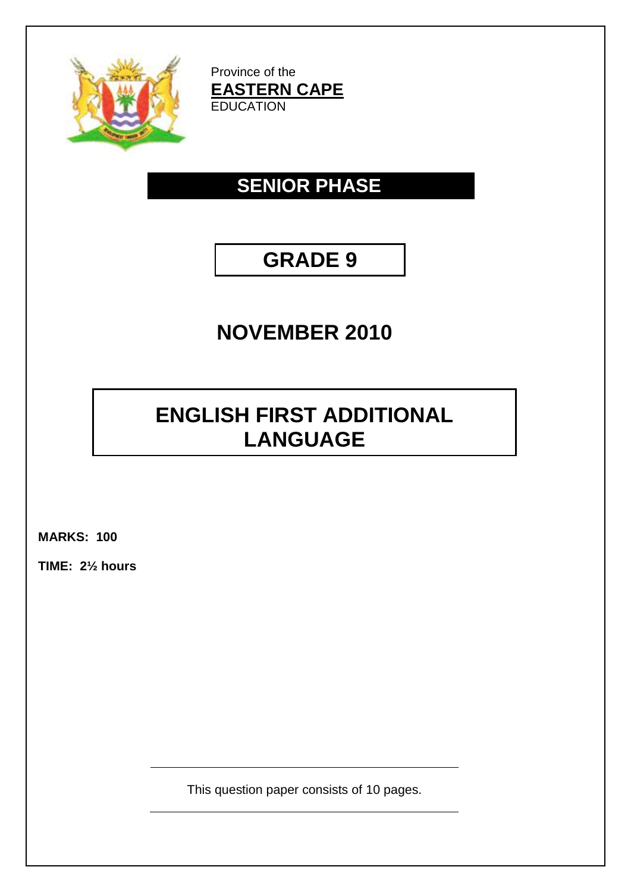Province of the
**EASTERN CAPE**
EDUCATION

# SENIOR PHASE

# GRADE 9

# NOVEMBER 2010

# ENGLISH FIRST ADDITIONAL LANGUAGE

**MARKS: 100**

**TIME: 2½ hours**

This question paper consists of 10 pages.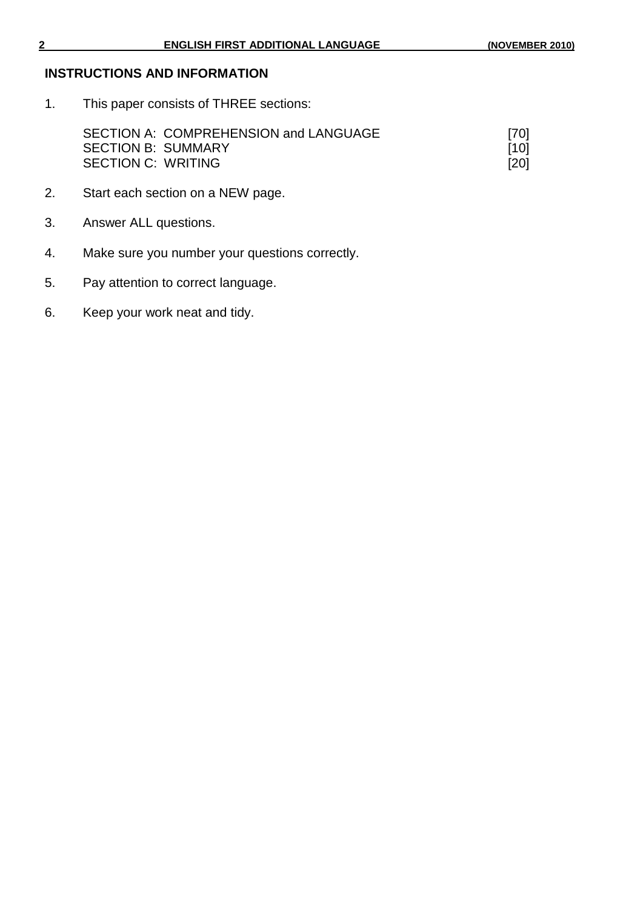## INSTRUCTIONS AND INFORMATION

1. This paper consists of THREE sections:

   | | |
   |---|---|
   | SECTION A: COMPREHENSION and LANGUAGE | [70] |
   | SECTION B: SUMMARY | [10] |
   | SECTION C: WRITING | [20] |

2. Start each section on a NEW page.
3. Answer ALL questions.
4. Make sure you number your questions correctly.
5. Pay attention to correct language.
6. Keep your work neat and tidy.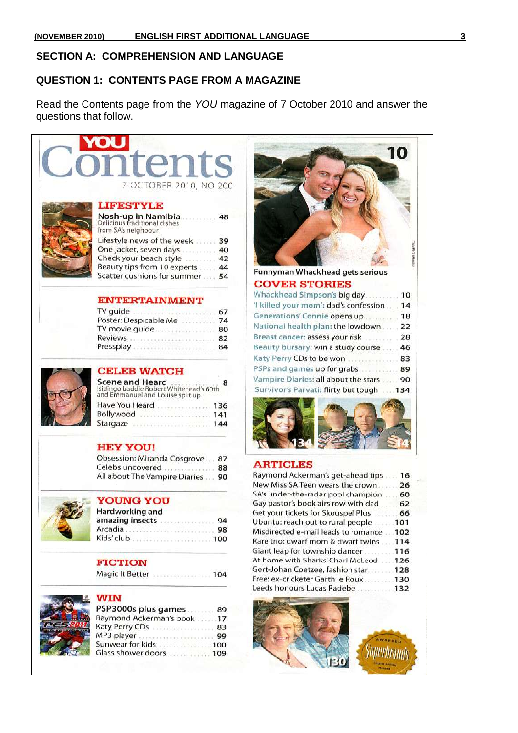## SECTION A: COMPREHENSION AND LANGUAGE

### QUESTION 1: CONTENTS PAGE FROM A MAGAZINE

Read the Contents page from the *YOU* magazine of 7 October 2010 and answer the questions that follow.

# YOU Contents

7 OCTOBER 2010, NO 200

## LIFESTYLE

**Nosh-up in Namibia** ........ 48
Delicious traditional dishes from SA's neighbour

Lifestyle news of the week ...... 39
One jacket, seven days ...... 40
Check your beach style ...... 42
Beauty tips from 10 experts ...... 44
Scatter cushions for summer ...... 54

## ENTERTAINMENT

TV guide ...... 67
Poster: Despicable Me ...... 74
TV movie guide ...... 80
Reviews ...... 82
Pressplay ...... 84

## CELEB WATCH

**Scene and Heard** ...... 8
Isidingo baddie Robert Whitehead's 60th and Emmanuel and Louise split up

Have You Heard ...... 136
Bollywood ...... 141
Stargaze ...... 144

## HEY YOU!

Obsession: Miranda Cosgrove ...... 87
Celebs uncovered ...... 88
All about The Vampire Diaries ...... 90

## YOUNG YOU

**Hardworking and amazing insects** ...... 94
Arcadia ...... 98
Kids' club ...... 100

## FICTION

Magic It Better ...... 104

## WIN

**PSP3000s plus games** ...... 89
Raymond Ackerman's book ...... 17
Katy Perry CDs ...... 83
MP3 player ...... 99
Sunwear for kids ...... 100
Glass shower doors ...... 109

10

Funnyman Whackhead gets serious

## COVER STORIES

Whackhead Simpson's big day ...... 10
'I killed your mom': dad's confession ...... 14
Generations' Connie opens up ...... 18
National health plan: the lowdown ...... 22
Breast cancer: assess your risk ...... 28
Beauty bursary: win a study course ...... 46
Katy Perry CDs to be won ...... 83
PSPs and games up for grabs ...... 89
Vampire Diaries: all about the stars ...... 90
Survivor's Parvati: flirty but tough ...... 134

134 &nbsp;&nbsp; 14

## ARTICLES

Raymond Ackerman's get-ahead tips ...... 16
New Miss SA Teen wears the crown ...... 26
SA's under-the-radar pool champion ...... 60
Gay pastor's book airs row with dad ...... 62
Get your tickets for Skouspel Plus ...... 66
Ubuntu: reach out to rural people ...... 101
Misdirected e-mail leads to romance ...... 102
Rare trio: dwarf mom & dwarf twins ...... 114
Giant leap for township dancer ...... 116
At home with Sharks' Charl McLeod ...... 126
Gert-Johan Coetzee, fashion star ...... 128
Free: ex-cricketer Garth le Roux ...... 130
Leeds honours Lucas Radebe ...... 132

130

Awarded Superbrands South Africa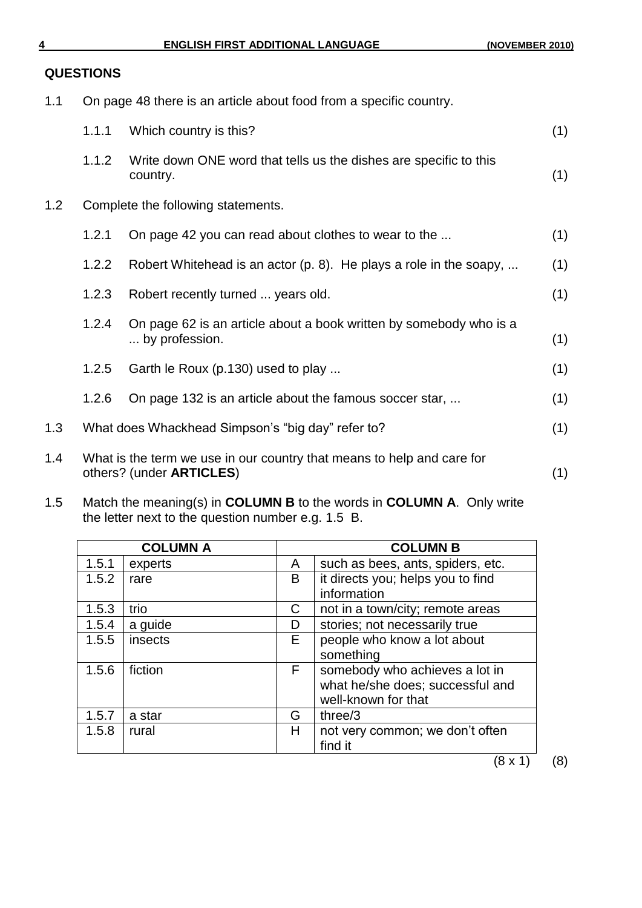**QUESTIONS**

1.1 On page 48 there is an article about food from a specific country.

1.1.1 Which country is this? (1)

1.1.2 Write down ONE word that tells us the dishes are specific to this country. (1)

1.2 Complete the following statements.

1.2.1 On page 42 you can read about clothes to wear to the ... (1)

1.2.2 Robert Whitehead is an actor (p. 8). He plays a role in the soapy, ... (1)

1.2.3 Robert recently turned ... years old. (1)

1.2.4 On page 62 is an article about a book written by somebody who is a ... by profession. (1)

1.2.5 Garth le Roux (p.130) used to play ... (1)

1.2.6 On page 132 is an article about the famous soccer star, ... (1)

1.3 What does Whackhead Simpson's "big day" refer to? (1)

1.4 What is the term we use in our country that means to help and care for others? (under **ARTICLES**) (1)

1.5 Match the meaning(s) in **COLUMN B** to the words in **COLUMN A**. Only write the letter next to the question number e.g. 1.5 B.

| COLUMN A | | COLUMN B | |
|---|---|---|---|
| 1.5.1 | experts | A | such as bees, ants, spiders, etc. |
| 1.5.2 | rare | B | it directs you; helps you to find information |
| 1.5.3 | trio | C | not in a town/city; remote areas |
| 1.5.4 | a guide | D | stories; not necessarily true |
| 1.5.5 | insects | E | people who know a lot about something |
| 1.5.6 | fiction | F | somebody who achieves a lot in what he/she does; successful and well-known for that |
| 1.5.7 | a star | G | three/3 |
| 1.5.8 | rural | H | not very common; we don't often find it |

(8 x 1) (8)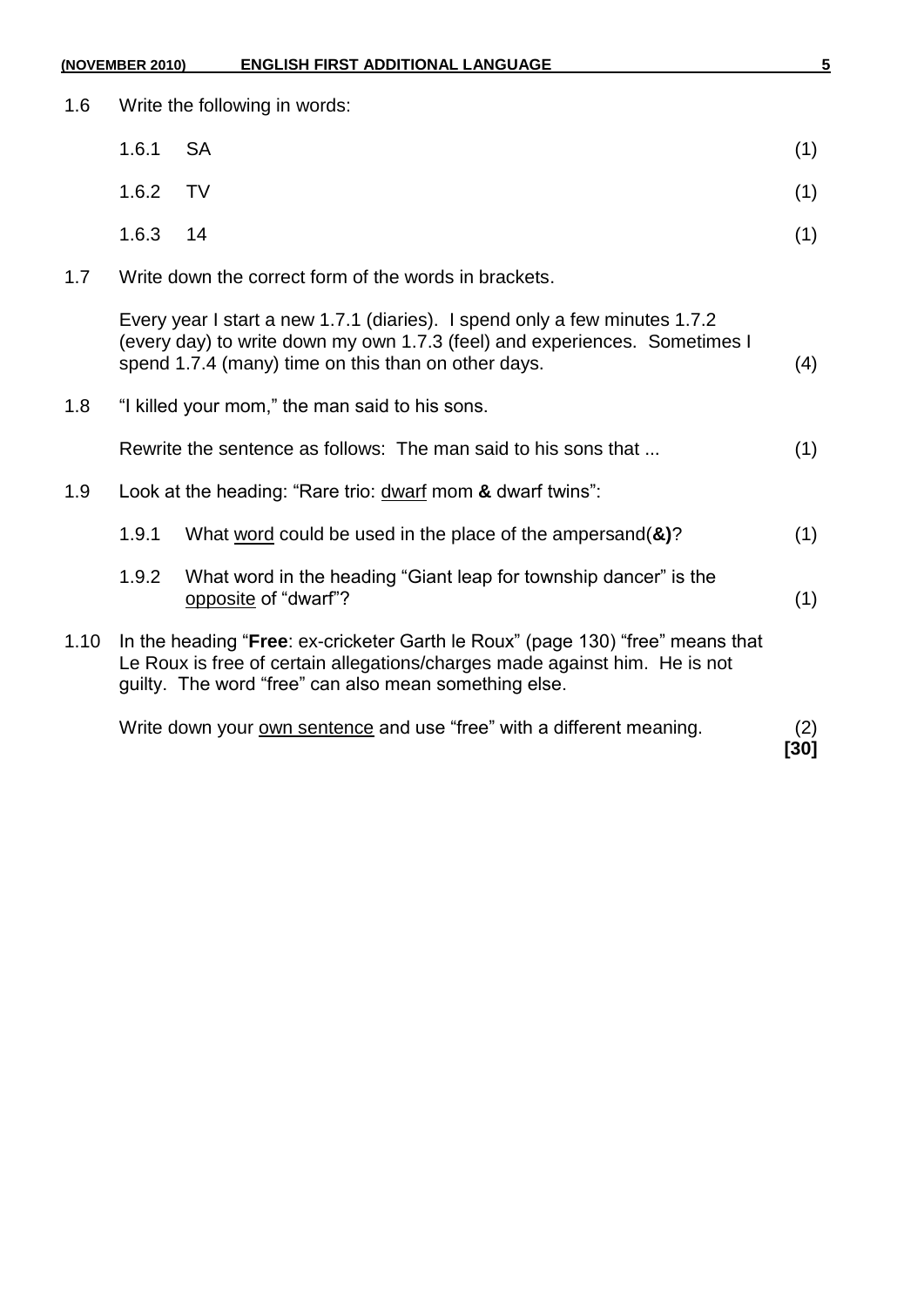1.6 Write the following in words:

1.6.1 SA (1)

1.6.2 TV (1)

1.6.3 14 (1)

1.7 Write down the correct form of the words in brackets.

Every year I start a new 1.7.1 (diaries). I spend only a few minutes 1.7.2 (every day) to write down my own 1.7.3 (feel) and experiences. Sometimes I spend 1.7.4 (many) time on this than on other days. (4)

1.8 "I killed your mom," the man said to his sons.

Rewrite the sentence as follows: The man said to his sons that ... (1)

1.9 Look at the heading: "Rare trio: <u>dwarf</u> mom **&** dwarf twins":

1.9.1 What <u>word</u> could be used in the place of the ampersand(**&**)? (1)

1.9.2 What word in the heading "Giant leap for township dancer" is the <u>opposite</u> of "dwarf"? (1)

1.10 In the heading "**Free**: ex-cricketer Garth le Roux" (page 130) "free" means that Le Roux is free of certain allegations/charges made against him. He is not guilty. The word "free" can also mean something else.

Write down your <u>own sentence</u> and use "free" with a different meaning. (2)

**[30]**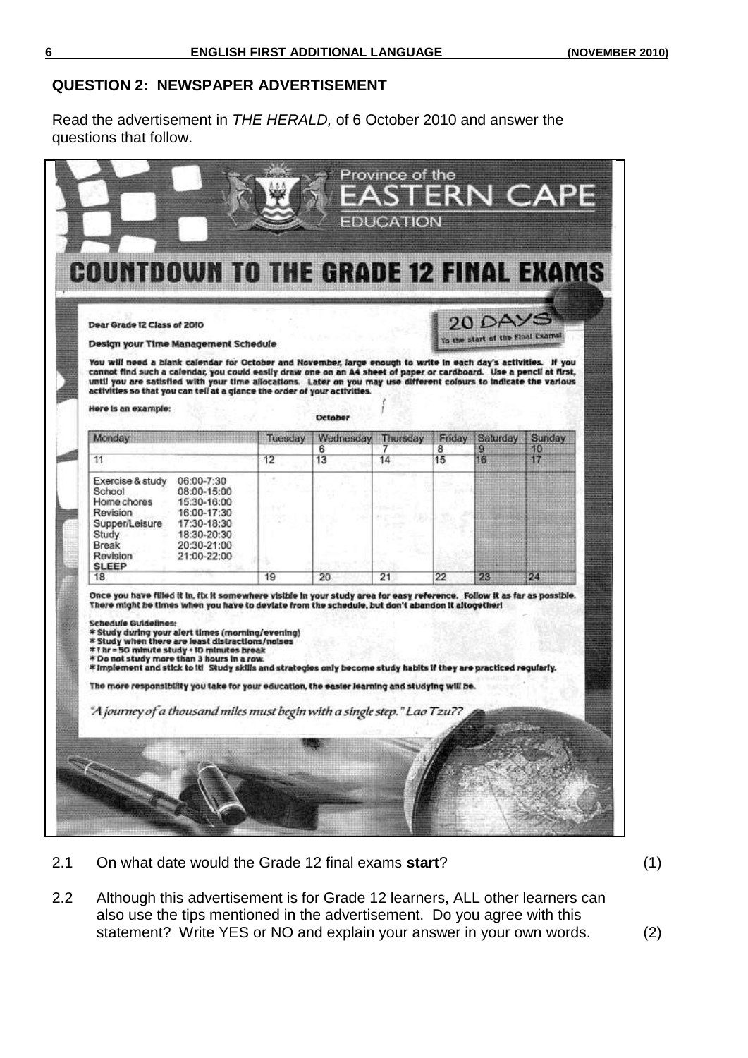## QUESTION 2: NEWSPAPER ADVERTISEMENT

Read the advertisement in *THE HERALD,* of 6 October 2010 and answer the questions that follow.

Province of the
EASTERN CAPE
EDUCATION

# COUNTDOWN TO THE GRADE 12 FINAL EXAMS

**20 DAYS**
To the start of the Final Exams!

**Dear Grade 12 Class of 2010**

**Design your Time Management Schedule**

**You will need a blank calendar for October and November, large enough to write in each day's activities. If you cannot find such a calendar, you could easily draw one on an A4 sheet of paper or cardboard. Use a pencil at first, until you are satisfied with your time allocations. Later on you may use different colours to indicate the various activities so that you can tell at a glance the order of your activities.**

**Here is an example:**

**October**

| Monday | Tuesday | Wednesday | Thursday | Friday | Saturday | Sunday |
|---|---|---|---|---|---|---|
| | | 6 | 7 | 8 | 9 | 10 |
| 11 | 12 | 13 | 14 | 15 | 16 | 17 |
| Exercise & study 06:00-7:30<br>School 08:00-15:00<br>Home chores 15:30-16:00<br>Revision 16:00-17:30<br>Supper/Leisure 17:30-18:30<br>Study 18:30-20:30<br>Break 20:30-21:00<br>Revision 21:00-22:00<br>SLEEP | | | | | | |
| 18 | 19 | 20 | 21 | 22 | 23 | 24 |

**Once you have filled it in, fix it somewhere visible in your study area for easy reference. Follow it as far as possible. There might be times when you have to deviate from the schedule, but don't abandon it altogether!**

**Schedule Guidelines:**
- **Study during your alert times (morning/evening)**
- **Study when there are least distractions/noises**
- **1 hr = 50 minute study + 10 minutes break**
- **Do not study more than 3 hours in a row.**
- **Implement and stick to it! Study skills and strategies only become study habits if they are practiced regularly.**

**The more responsibility you take for your education, the easier learning and studying will be.**

*"A journey of a thousand miles must begin with a single step." Lao Tzu??*

2.1 On what date would the Grade 12 final exams **start**? (1)

2.2 Although this advertisement is for Grade 12 learners, ALL other learners can also use the tips mentioned in the advertisement. Do you agree with this statement? Write YES or NO and explain your answer in your own words. (2)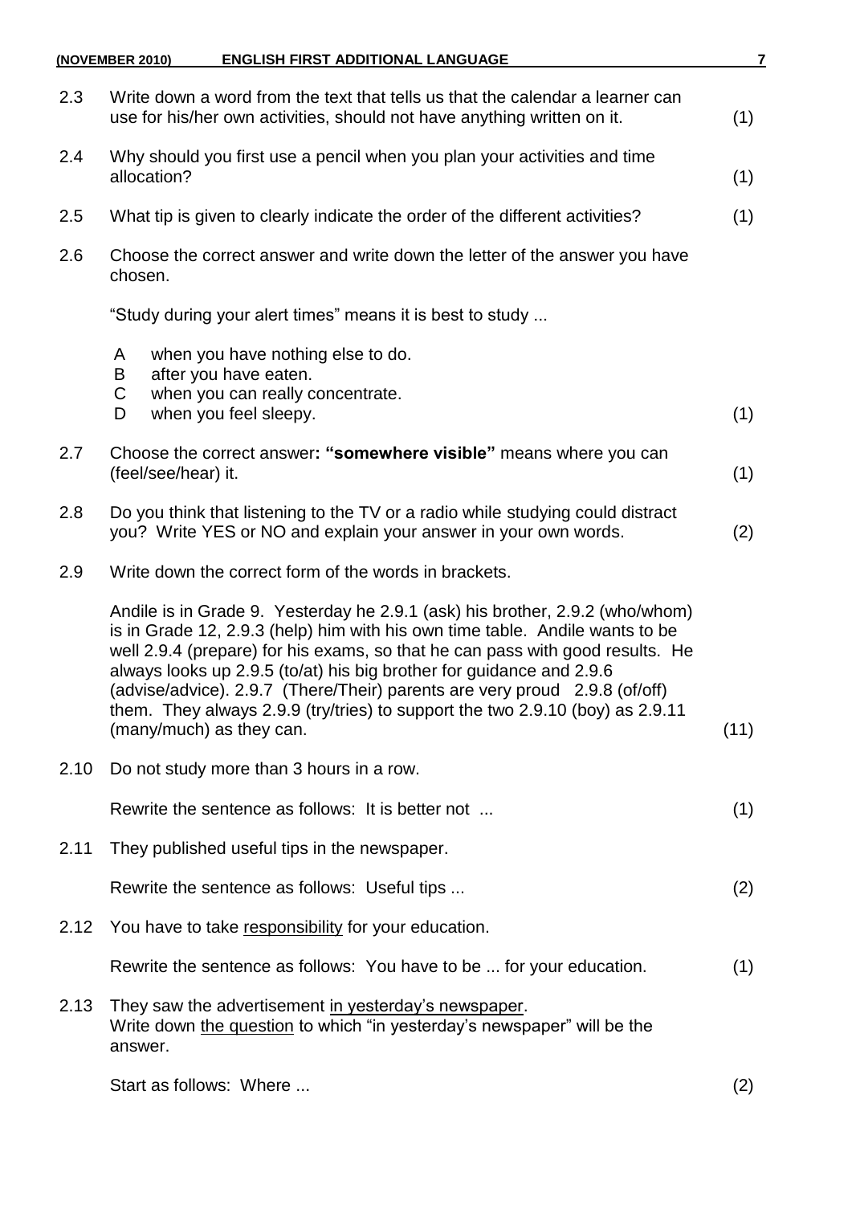2.3 Write down a word from the text that tells us that the calendar a learner can use for his/her own activities, should not have anything written on it. (1)

2.4 Why should you first use a pencil when you plan your activities and time allocation? (1)

2.5 What tip is given to clearly indicate the order of the different activities? (1)

2.6 Choose the correct answer and write down the letter of the answer you have chosen.

"Study during your alert times" means it is best to study ...

A when you have nothing else to do.
B after you have eaten.
C when you can really concentrate.
D when you feel sleepy. (1)

2.7 Choose the correct answer**: "somewhere visible"** means where you can (feel/see/hear) it. (1)

2.8 Do you think that listening to the TV or a radio while studying could distract you? Write YES or NO and explain your answer in your own words. (2)

2.9 Write down the correct form of the words in brackets.

Andile is in Grade 9. Yesterday he 2.9.1 (ask) his brother, 2.9.2 (who/whom) is in Grade 12, 2.9.3 (help) him with his own time table. Andile wants to be well 2.9.4 (prepare) for his exams, so that he can pass with good results. He always looks up 2.9.5 (to/at) his big brother for guidance and 2.9.6 (advise/advice). 2.9.7 (There/Their) parents are very proud 2.9.8 (of/off) them. They always 2.9.9 (try/tries) to support the two 2.9.10 (boy) as 2.9.11 (many/much) as they can. (11)

2.10 Do not study more than 3 hours in a row.

Rewrite the sentence as follows: It is better not ... (1)

2.11 They published useful tips in the newspaper.

Rewrite the sentence as follows: Useful tips ... (2)

2.12 You have to take <u>responsibility</u> for your education.

Rewrite the sentence as follows: You have to be ... for your education. (1)

2.13 They saw the advertisement <u>in yesterday's newspaper</u>.
Write down <u>the question</u> to which "in yesterday's newspaper" will be the answer.

Start as follows: Where ... (2)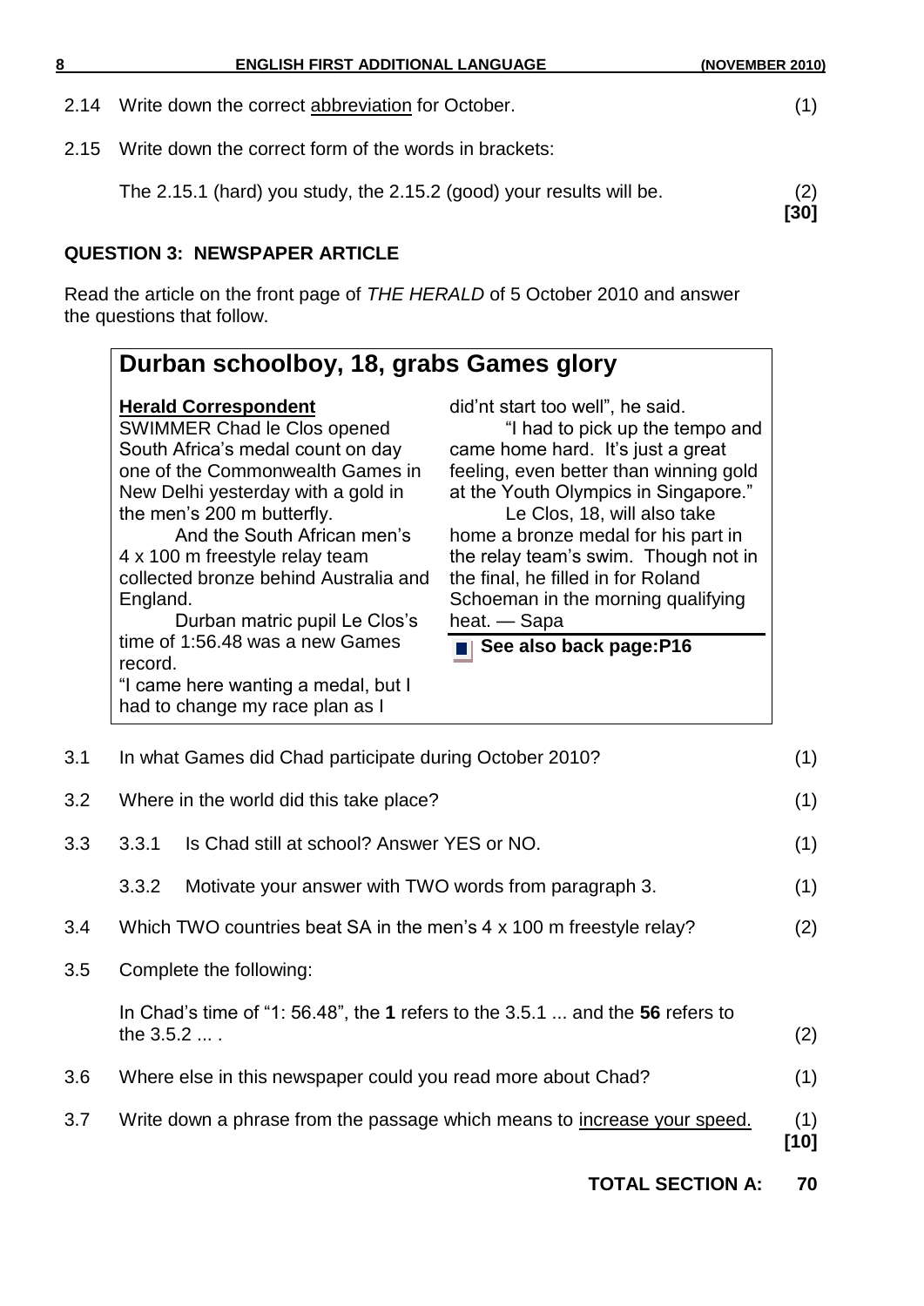2.14 Write down the correct abbreviation for October. (1)

2.15 Write down the correct form of the words in brackets:

The 2.15.1 (hard) you study, the 2.15.2 (good) your results will be. (2)

**[30]**

## QUESTION 3: NEWSPAPER ARTICLE

Read the article on the front page of *THE HERALD* of 5 October 2010 and answer the questions that follow.

### Durban schoolboy, 18, grabs Games glory

**Herald Correspondent**

SWIMMER Chad le Clos opened South Africa's medal count on day one of the Commonwealth Games in New Delhi yesterday with a gold in the men's 200 m butterfly.

And the South African men's 4 x 100 m freestyle relay team collected bronze behind Australia and England.

Durban matric pupil Le Clos's time of 1:56.48 was a new Games record.

"I came here wanting a medal, but I had to change my race plan as I did'nt start too well", he said.

"I had to pick up the tempo and came home hard. It's just a great feeling, even better than winning gold at the Youth Olympics in Singapore."

Le Clos, 18, will also take home a bronze medal for his part in the relay team's swim. Though not in the final, he filled in for Roland Schoeman in the morning qualifying heat. — Sapa

**See also back page:P16**

3.1 In what Games did Chad participate during October 2010? (1)

3.2 Where in the world did this take place? (1)

3.3 3.3.1 Is Chad still at school? Answer YES or NO. (1)

3.3.2 Motivate your answer with TWO words from paragraph 3. (1)

3.4 Which TWO countries beat SA in the men's 4 x 100 m freestyle relay? (2)

3.5 Complete the following:

In Chad's time of "1: 56.48", the **1** refers to the 3.5.1 ... and the **56** refers to the 3.5.2 ... . (2)

3.6 Where else in this newspaper could you read more about Chad? (1)

3.7 Write down a phrase from the passage which means to increase your speed. (1)

**[10]**

**TOTAL SECTION A: 70**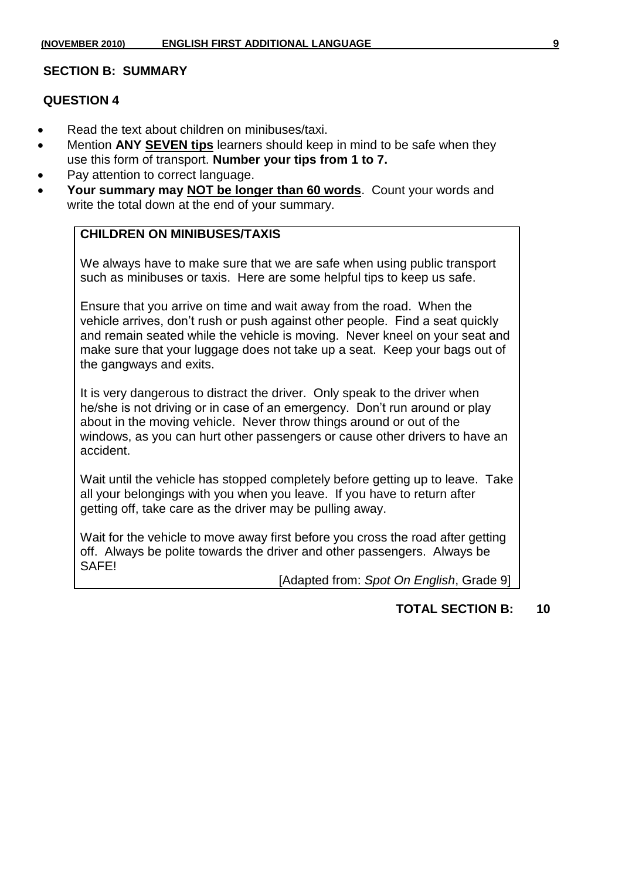## SECTION B: SUMMARY

### QUESTION 4

- Read the text about children on minibuses/taxi.
- Mention **ANY SEVEN tips** learners should keep in mind to be safe when they use this form of transport. **Number your tips from 1 to 7.**
- Pay attention to correct language.
- **Your summary may NOT be longer than 60 words**. Count your words and write the total down at the end of your summary.

**CHILDREN ON MINIBUSES/TAXIS**

We always have to make sure that we are safe when using public transport such as minibuses or taxis. Here are some helpful tips to keep us safe.

Ensure that you arrive on time and wait away from the road. When the vehicle arrives, don't rush or push against other people. Find a seat quickly and remain seated while the vehicle is moving. Never kneel on your seat and make sure that your luggage does not take up a seat. Keep your bags out of the gangways and exits.

It is very dangerous to distract the driver. Only speak to the driver when he/she is not driving or in case of an emergency. Don't run around or play about in the moving vehicle. Never throw things around or out of the windows, as you can hurt other passengers or cause other drivers to have an accident.

Wait until the vehicle has stopped completely before getting up to leave. Take all your belongings with you when you leave. If you have to return after getting off, take care as the driver may be pulling away.

Wait for the vehicle to move away first before you cross the road after getting off. Always be polite towards the driver and other passengers. Always be SAFE!

[Adapted from: *Spot On English*, Grade 9]

**TOTAL SECTION B: 10**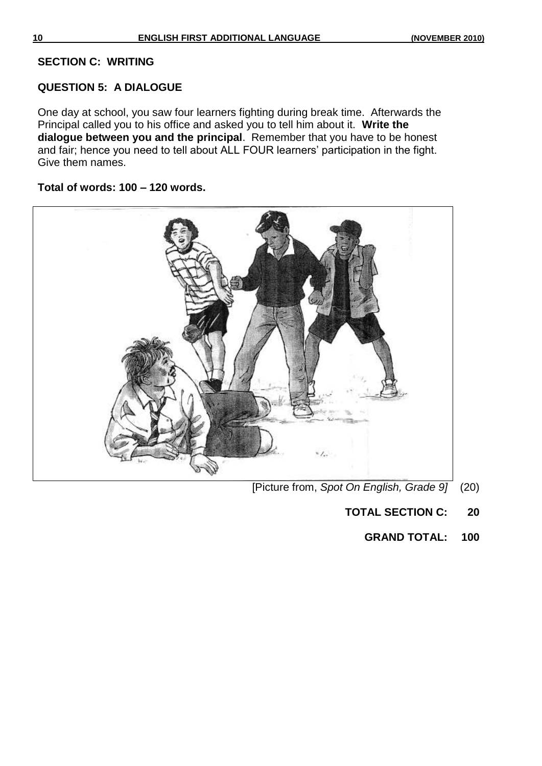## SECTION C: WRITING

### QUESTION 5: A DIALOGUE

One day at school, you saw four learners fighting during break time. Afterwards the Principal called you to his office and asked you to tell him about it. **Write the dialogue between you and the principal**. Remember that you have to be honest and fair; hence you need to tell about ALL FOUR learners' participation in the fight. Give them names.

**Total of words: 100 – 120 words.**

[Picture from, *Spot On English, Grade 9]* (20)

**TOTAL SECTION C: 20**

**GRAND TOTAL: 100**